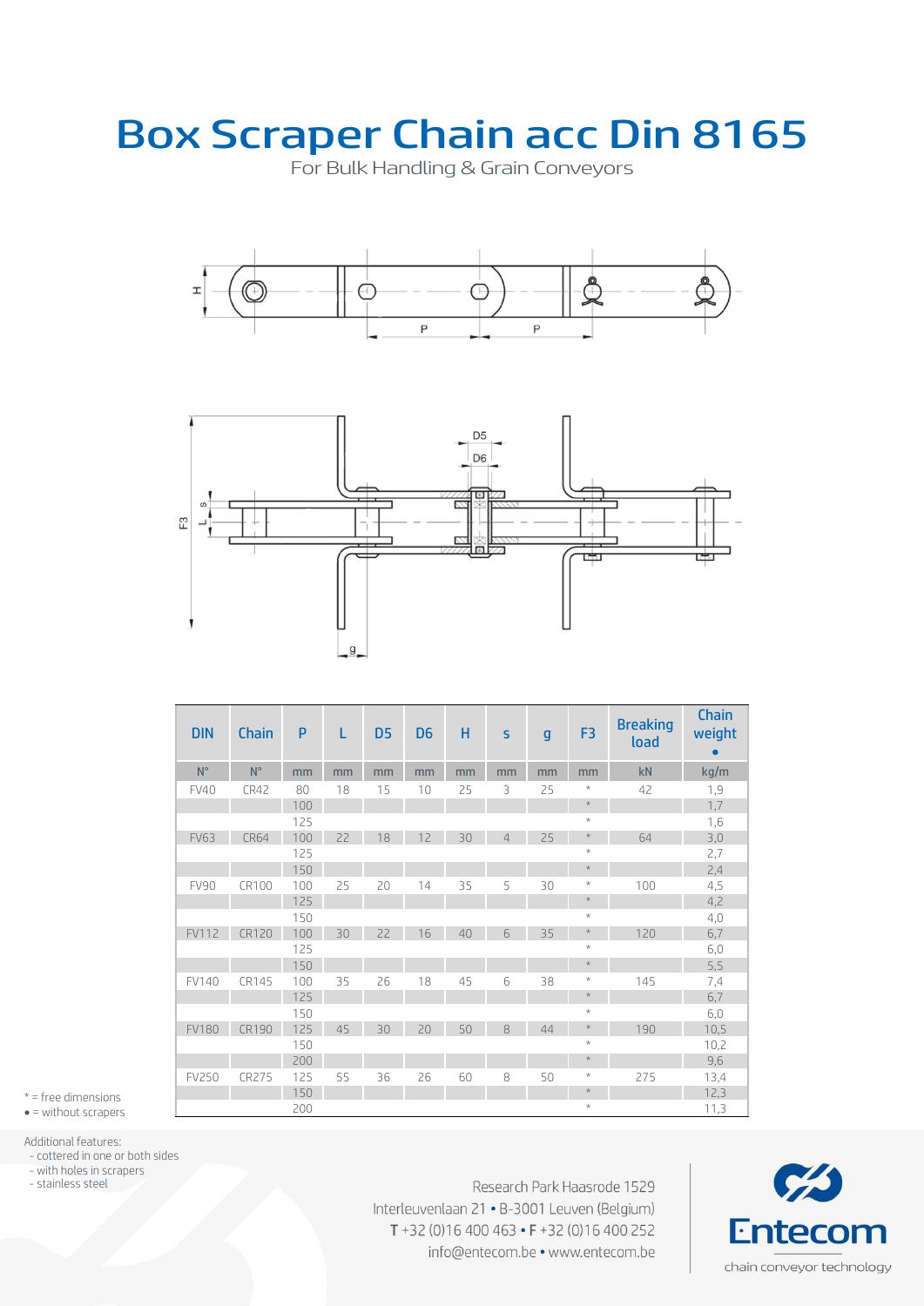# Box Scraper Chain acc Din 8165

For Bulk Handling & Grain Conveyors

| DIN | Chain | P | L | D5 | D6 | H | s | g | F3 | Breaking load | Chain weight • |
|---|---|---|---|---|---|---|---|---|---|---|---|
| N° | N° | mm | mm | mm | mm | mm | mm | mm | mm | kN | kg/m |
| FV40 | CR42 | 80 | 18 | 15 | 10 | 25 | 3 | 25 | * | 42 | 1,9 |
| | | 100 | | | | | | | * | | 1,7 |
| | | 125 | | | | | | | * | | 1,6 |
| FV63 | CR64 | 100 | 22 | 18 | 12 | 30 | 4 | 25 | * | 64 | 3,0 |
| | | 125 | | | | | | | * | | 2,7 |
| | | 150 | | | | | | | * | | 2,4 |
| FV90 | CR100 | 100 | 25 | 20 | 14 | 35 | 5 | 30 | * | 100 | 4,5 |
| | | 125 | | | | | | | * | | 4,2 |
| | | 150 | | | | | | | * | | 4,0 |
| FV112 | CR120 | 100 | 30 | 22 | 16 | 40 | 6 | 35 | * | 120 | 6,7 |
| | | 125 | | | | | | | * | | 6,0 |
| | | 150 | | | | | | | * | | 5,5 |
| FV140 | CR145 | 100 | 35 | 26 | 18 | 45 | 6 | 38 | * | 145 | 7,4 |
| | | 125 | | | | | | | * | | 6,7 |
| | | 150 | | | | | | | * | | 6,0 |
| FV180 | CR190 | 125 | 45 | 30 | 20 | 50 | 8 | 44 | * | 190 | 10,5 |
| | | 150 | | | | | | | * | | 10,2 |
| | | 200 | | | | | | | * | | 9,6 |
| FV250 | CR275 | 125 | 55 | 36 | 26 | 60 | 8 | 50 | * | 275 | 13,4 |
| | | 150 | | | | | | | * | | 12,3 |
| | | 200 | | | | | | | * | | 11,3 |

* = free dimensions
• = without scrapers

Additional features:
- cottered in one or both sides
- with holes in scrapers
- stainless steel

Research Park Haasrode 1529
Interleuvenlaan 21 • B-3001 Leuven (Belgium)
T +32 (0)16 400 463 • F +32 (0)16 400 252
info@entecom.be • www.entecom.be

Entecom
chain conveyor technology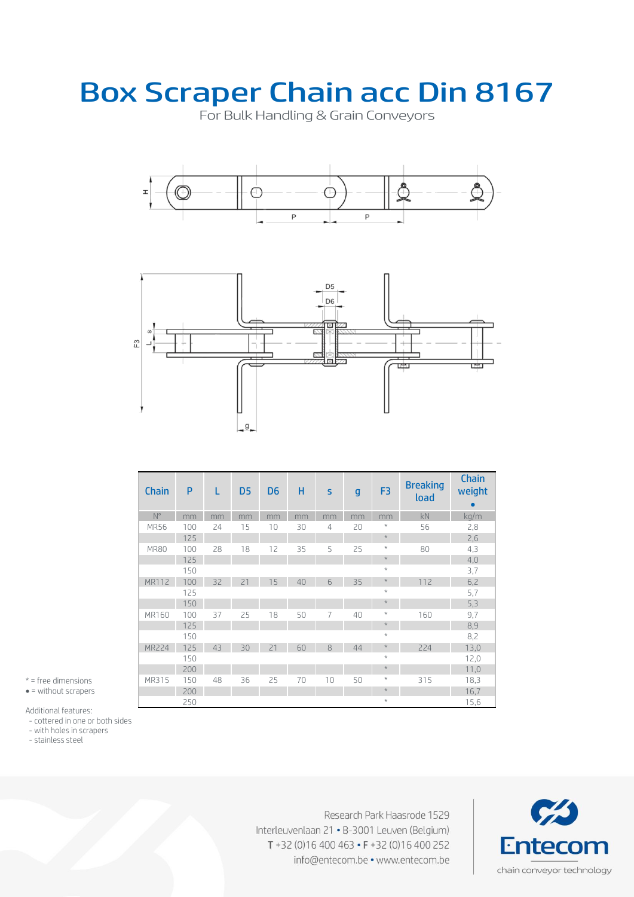# Box Scraper Chain acc Din 8167

For Bulk Handling & Grain Conveyors

H

P

P

D5

D6

s

L

F3

g

| Chain | P | L | D5 | D6 | H | s | g | F3 | Breaking load | Chain weight • |
|---|---|---|---|---|---|---|---|---|---|---|
| N° | mm | mm | mm | mm | mm | mm | mm | mm | kN | kg/m |
| MR56 | 100 | 24 | 15 | 10 | 30 | 4 | 20 | * | 56 | 2,8 |
| | 125 | | | | | | | * | | 2,6 |
| MR80 | 100 | 28 | 18 | 12 | 35 | 5 | 25 | * | 80 | 4,3 |
| | 125 | | | | | | | * | | 4,0 |
| | 150 | | | | | | | * | | 3,7 |
| MR112 | 100 | 32 | 21 | 15 | 40 | 6 | 35 | * | 112 | 6,2 |
| | 125 | | | | | | | * | | 5,7 |
| | 150 | | | | | | | * | | 5,3 |
| MR160 | 100 | 37 | 25 | 18 | 50 | 7 | 40 | * | 160 | 9,7 |
| | 125 | | | | | | | * | | 8,9 |
| | 150 | | | | | | | * | | 8,2 |
| MR224 | 125 | 43 | 30 | 21 | 60 | 8 | 44 | * | 224 | 13,0 |
| | 150 | | | | | | | * | | 12,0 |
| | 200 | | | | | | | * | | 11,0 |
| MR315 | 150 | 48 | 36 | 25 | 70 | 10 | 50 | * | 315 | 18,3 |
| | 200 | | | | | | | * | | 16,7 |
| | 250 | | | | | | | * | | 15,6 |

* = free dimensions
• = without scrapers

Additional features:
- cottered in one or both sides
- with holes in scrapers
- stainless steel

Research Park Haasrode 1529
Interleuvenlaan 21 • B-3001 Leuven (Belgium)
T +32 (0)16 400 463 • F +32 (0)16 400 252
info@entecom.be • www.entecom.be

Entecom
chain conveyor technology